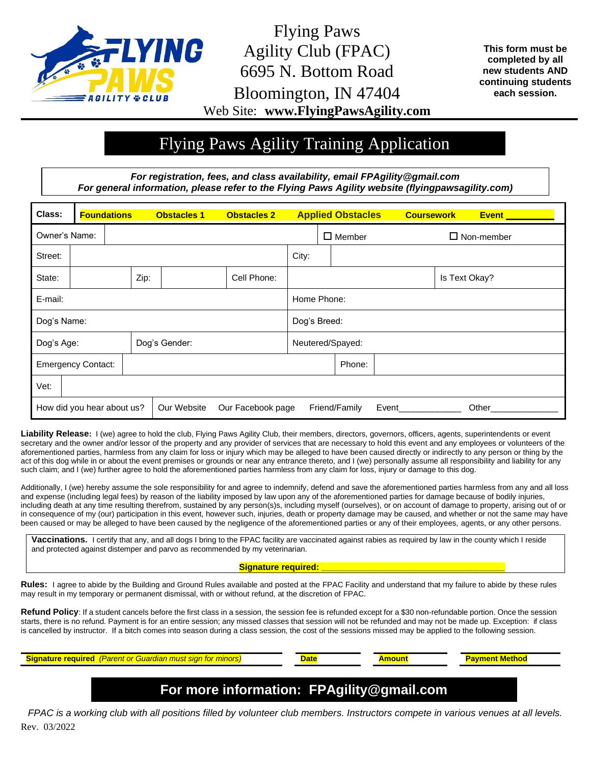Flying Paws
Agility Club (FPAC)
6695 N. Bottom Road
Bloomington, IN 47404
Web Site: **www.FlyingPawsAgility.com**

**This form must be completed by all new students AND continuing students each session.**

# Flying Paws Agility Training Application

***For registration, fees, and class availability, email FPAgility@gmail.com***
***For general information, please refer to the Flying Paws Agility website (flyingpawsagility.com)***

| **Class:** | **Foundations** | **Obstacles 1** | **Obstacles 2** | **Applied Obstacles** | **Coursework** | **Event \_\_\_\_\_\_\_\_\_** |
|---|---|---|---|---|---|---|
| Owner's Name: | | | | ☐ Member | | ☐ Non-member |
| Street: | | | City: | | | |
| State: | | Zip: | | Cell Phone: | | Is Text Okay? |
| E-mail: | | | Home Phone: | | | |
| Dog's Name: | | | Dog's Breed: | | | |
| Dog's Age: | | Dog's Gender: | Neutered/Spayed: | | | |
| Emergency Contact: | | | | Phone: | | |
| Vet: | | | | | | |
| How did you hear about us? | Our Website | Our Facebook page | Friend/Family | Event\_\_\_\_\_\_\_\_\_\_\_\_ | | Other\_\_\_\_\_\_\_\_\_\_\_\_\_ |

**Liability Release:** I (we) agree to hold the club, Flying Paws Agility Club, their members, directors, governors, officers, agents, superintendents or event secretary and the owner and/or lessor of the property and any provider of services that are necessary to hold this event and any employees or volunteers of the aforementioned parties, harmless from any claim for loss or injury which may be alleged to have been caused directly or indirectly to any person or thing by the act of this dog while in or about the event premises or grounds or near any entrance thereto, and I (we) personally assume all responsibility and liability for any such claim; and I (we) further agree to hold the aforementioned parties harmless from any claim for loss, injury or damage to this dog.

Additionally, I (we) hereby assume the sole responsibility for and agree to indemnify, defend and save the aforementioned parties harmless from any and all loss and expense (including legal fees) by reason of the liability imposed by law upon any of the aforementioned parties for damage because of bodily injuries, including death at any time resulting therefrom, sustained by any person(s)s, including myself (ourselves), or on account of damage to property, arising out of or in consequence of my (our) participation in this event, however such, injuries, death or property damage may be caused, and whether or not the same may have been caused or may be alleged to have been caused by the negligence of the aforementioned parties or any of their employees, agents, or any other persons.

**Vaccinations.** I certify that any, and all dogs I bring to the FPAC facility are vaccinated against rabies as required by law in the county which I reside and protected against distemper and parvo as recommended by my veterinarian.

**Signature required: \_\_\_\_\_\_\_\_\_\_\_\_\_\_\_\_\_\_\_\_\_\_\_\_\_\_\_\_\_\_\_\_\_\_\_\_**

**Rules:** I agree to abide by the Building and Ground Rules available and posted at the FPAC Facility and understand that my failure to abide by these rules may result in my temporary or permanent dismissal, with or without refund, at the discretion of FPAC.

**Refund Policy**: If a student cancels before the first class in a session, the session fee is refunded except for a $30 non-refundable portion. Once the session starts, there is no refund. Payment is for an entire session; any missed classes that session will not be refunded and may not be made up. Exception: if class is cancelled by instructor. If a bitch comes into season during a class session, the cost of the sessions missed may be applied to the following session.

| **Signature required** *(Parent or Guardian must sign for minors)* | **Date** | **Amount** | **Payment Method** |
|---|---|---|---|

## For more information: FPAgility@gmail.com

*FPAC is a working club with all positions filled by volunteer club members. Instructors compete in various venues at all levels.*

Rev. 03/2022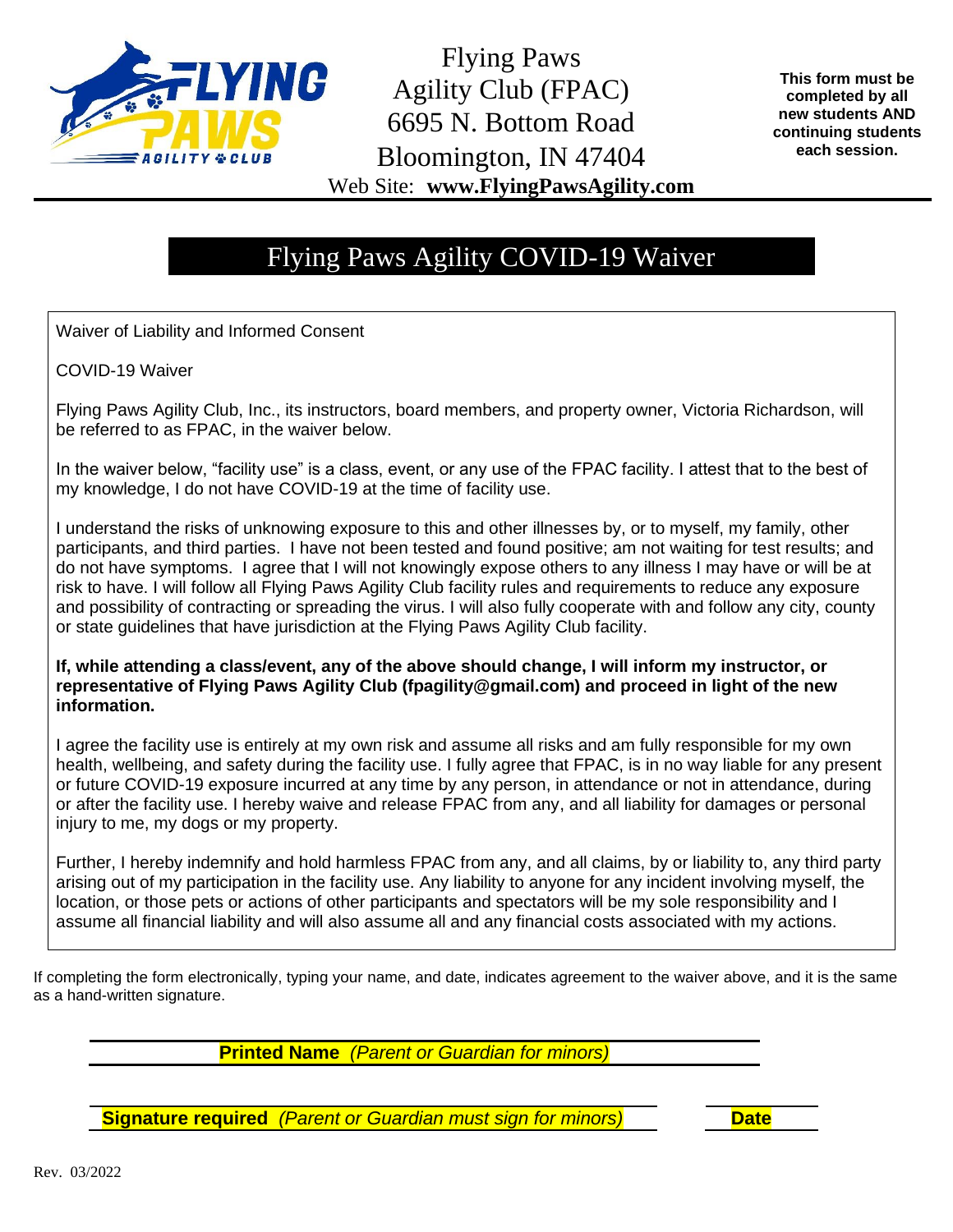Flying Paws
Agility Club (FPAC)
6695 N. Bottom Road
Bloomington, IN 47404
Web Site: **www.FlyingPawsAgility.com**

**This form must be completed by all new students AND continuing students each session.**

# Flying Paws Agility COVID-19 Waiver

Waiver of Liability and Informed Consent

COVID-19 Waiver

Flying Paws Agility Club, Inc., its instructors, board members, and property owner, Victoria Richardson, will be referred to as FPAC, in the waiver below.

In the waiver below, "facility use" is a class, event, or any use of the FPAC facility. I attest that to the best of my knowledge, I do not have COVID-19 at the time of facility use.

I understand the risks of unknowing exposure to this and other illnesses by, or to myself, my family, other participants, and third parties. I have not been tested and found positive; am not waiting for test results; and do not have symptoms. I agree that I will not knowingly expose others to any illness I may have or will be at risk to have. I will follow all Flying Paws Agility Club facility rules and requirements to reduce any exposure and possibility of contracting or spreading the virus. I will also fully cooperate with and follow any city, county or state guidelines that have jurisdiction at the Flying Paws Agility Club facility.

**If, while attending a class/event, any of the above should change, I will inform my instructor, or representative of Flying Paws Agility Club (fpagility@gmail.com) and proceed in light of the new information.**

I agree the facility use is entirely at my own risk and assume all risks and am fully responsible for my own health, wellbeing, and safety during the facility use. I fully agree that FPAC, is in no way liable for any present or future COVID-19 exposure incurred at any time by any person, in attendance or not in attendance, during or after the facility use. I hereby waive and release FPAC from any, and all liability for damages or personal injury to me, my dogs or my property.

Further, I hereby indemnify and hold harmless FPAC from any, and all claims, by or liability to, any third party arising out of my participation in the facility use. Any liability to anyone for any incident involving myself, the location, or those pets or actions of other participants and spectators will be my sole responsibility and I assume all financial liability and will also assume all and any financial costs associated with my actions.

If completing the form electronically, typing your name, and date, indicates agreement to the waiver above, and it is the same as a hand-written signature.

______________________________________________

**Printed Name** *(Parent or Guardian for minors)*

______________________________________________ ______________

**Signature required** *(Parent or Guardian must sign for minors)* **Date**

Rev. 03/2022